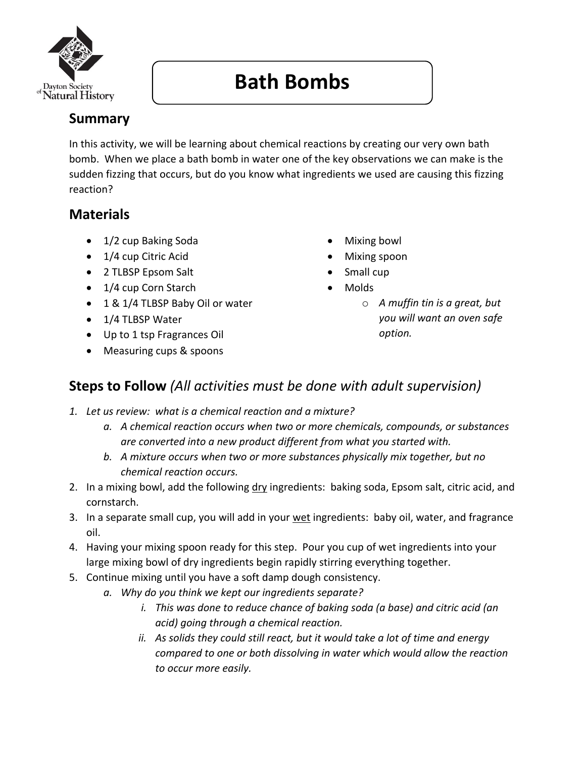# Bath Bombs

## Summary

In this activity, we will be learning about chemical reactions by creating our very own bath bomb. When we place a bath bomb in water one of the key observations we can make is the sudden fizzing that occurs, but do you know what ingredients we used are causing this fizzing reaction?

## Materials

- 1/2 cup Baking Soda
- 1/4 cup Citric Acid
- 2 TLBSP Epsom Salt
- 1/4 cup Corn Starch
- 1 & 1/4 TLBSP Baby Oil or water
- 1/4 TLBSP Water
- Up to 1 tsp Fragrances Oil
- Measuring cups & spoons
- Mixing bowl
- Mixing spoon
- Small cup
- Molds
  - *A muffin tin is a great, but you will want an oven safe option.*

## Steps to Follow *(All activities must be done with adult supervision)*

1. *Let us review: what is a chemical reaction and a mixture?*
   a. *A chemical reaction occurs when two or more chemicals, compounds, or substances are converted into a new product different from what you started with.*
   b. *A mixture occurs when two or more substances physically mix together, but no chemical reaction occurs.*
2. In a mixing bowl, add the following <u>dry</u> ingredients: baking soda, Epsom salt, citric acid, and cornstarch.
3. In a separate small cup, you will add in your <u>wet</u> ingredients: baby oil, water, and fragrance oil.
4. Having your mixing spoon ready for this step. Pour you cup of wet ingredients into your large mixing bowl of dry ingredients begin rapidly stirring everything together.
5. Continue mixing until you have a soft damp dough consistency.
   a. *Why do you think we kept our ingredients separate?*
      i. *This was done to reduce chance of baking soda (a base) and citric acid (an acid) going through a chemical reaction.*
      ii. *As solids they could still react, but it would take a lot of time and energy compared to one or both dissolving in water which would allow the reaction to occur more easily.*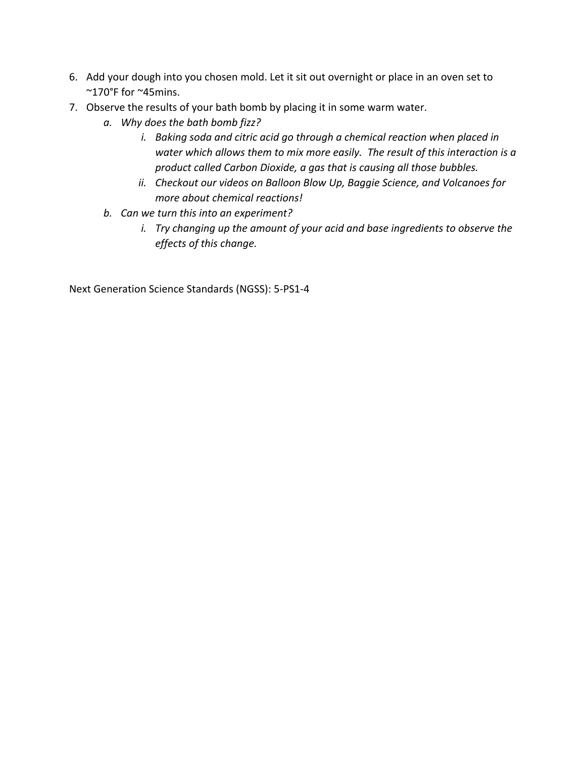6. Add your dough into you chosen mold. Let it sit out overnight or place in an oven set to ~170°F for ~45mins.
7. Observe the results of your bath bomb by placing it in some warm water.
    a. *Why does the bath bomb fizz?*
        i. *Baking soda and citric acid go through a chemical reaction when placed in water which allows them to mix more easily. The result of this interaction is a product called Carbon Dioxide, a gas that is causing all those bubbles.*
        ii. *Checkout our videos on Balloon Blow Up, Baggie Science, and Volcanoes for more about chemical reactions!*
    b. *Can we turn this into an experiment?*
        i. *Try changing up the amount of your acid and base ingredients to observe the effects of this change.*

Next Generation Science Standards (NGSS): 5-PS1-4